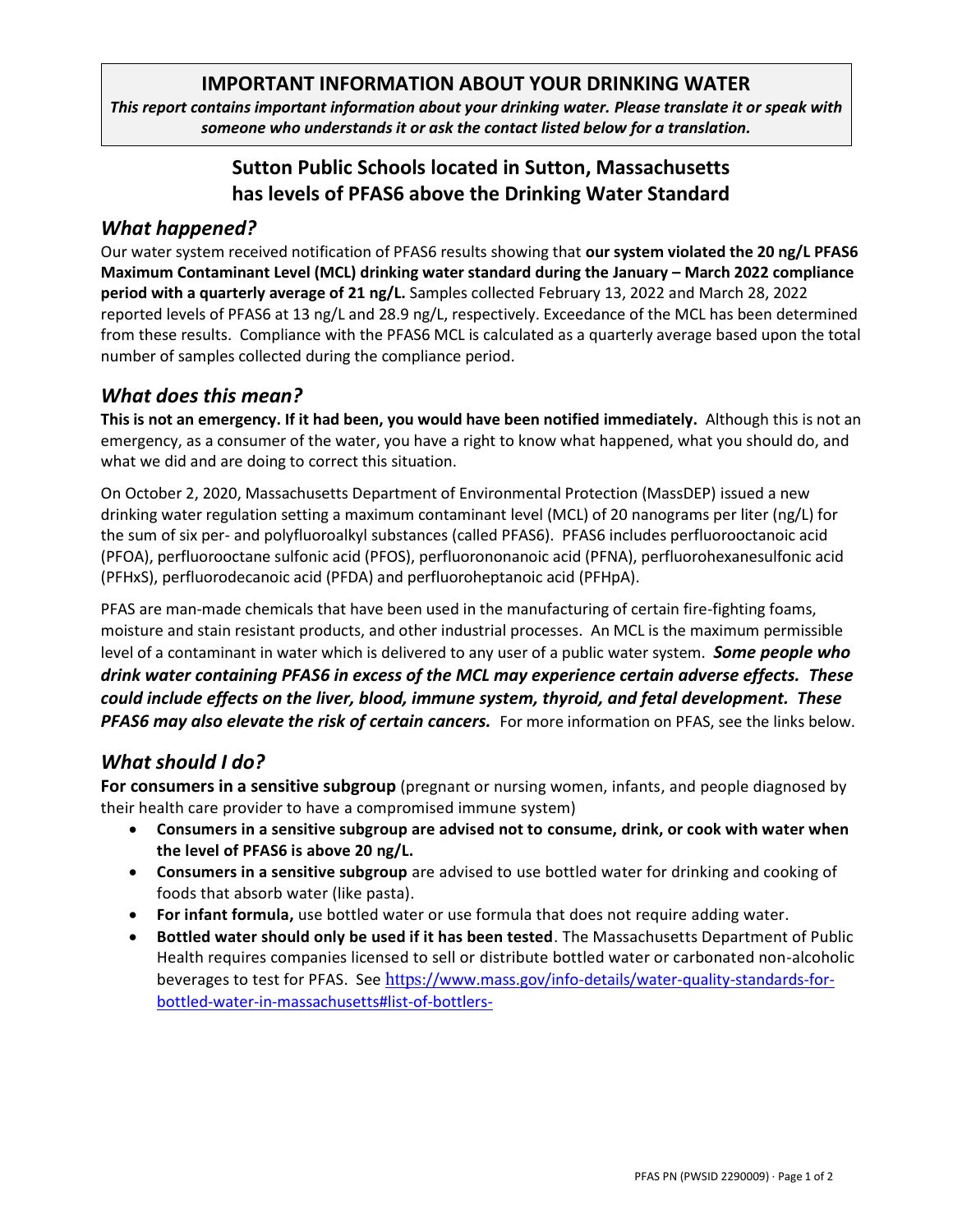# IMPORTANT INFORMATION ABOUT YOUR DRINKING WATER

***This report contains important information about your drinking water. Please translate it or speak with someone who understands it or ask the contact listed below for a translation.***

## Sutton Public Schools located in Sutton, Massachusetts has levels of PFAS6 above the Drinking Water Standard

### *What happened?*

Our water system received notification of PFAS6 results showing that **our system violated the 20 ng/L PFAS6 Maximum Contaminant Level (MCL) drinking water standard during the January – March 2022 compliance period with a quarterly average of 21 ng/L.** Samples collected February 13, 2022 and March 28, 2022 reported levels of PFAS6 at 13 ng/L and 28.9 ng/L, respectively. Exceedance of the MCL has been determined from these results. Compliance with the PFAS6 MCL is calculated as a quarterly average based upon the total number of samples collected during the compliance period.

### *What does this mean?*

**This is not an emergency. If it had been, you would have been notified immediately.** Although this is not an emergency, as a consumer of the water, you have a right to know what happened, what you should do, and what we did and are doing to correct this situation.

On October 2, 2020, Massachusetts Department of Environmental Protection (MassDEP) issued a new drinking water regulation setting a maximum contaminant level (MCL) of 20 nanograms per liter (ng/L) for the sum of six per- and polyfluoroalkyl substances (called PFAS6). PFAS6 includes perfluorooctanoic acid (PFOA), perfluorooctane sulfonic acid (PFOS), perfluorononanoic acid (PFNA), perfluorohexanesulfonic acid (PFHxS), perfluorodecanoic acid (PFDA) and perfluoroheptanoic acid (PFHpA).

PFAS are man-made chemicals that have been used in the manufacturing of certain fire-fighting foams, moisture and stain resistant products, and other industrial processes. An MCL is the maximum permissible level of a contaminant in water which is delivered to any user of a public water system. ***Some people who drink water containing PFAS6 in excess of the MCL may experience certain adverse effects. These could include effects on the liver, blood, immune system, thyroid, and fetal development. These PFAS6 may also elevate the risk of certain cancers.*** For more information on PFAS, see the links below.

### *What should I do?*

**For consumers in a sensitive subgroup** (pregnant or nursing women, infants, and people diagnosed by their health care provider to have a compromised immune system)

- **Consumers in a sensitive subgroup are advised not to consume, drink, or cook with water when the level of PFAS6 is above 20 ng/L.**
- **Consumers in a sensitive subgroup** are advised to use bottled water for drinking and cooking of foods that absorb water (like pasta).
- **For infant formula,** use bottled water or use formula that does not require adding water.
- **Bottled water should only be used if it has been tested**. The Massachusetts Department of Public Health requires companies licensed to sell or distribute bottled water or carbonated non-alcoholic beverages to test for PFAS. See https://www.mass.gov/info-details/water-quality-standards-for-bottled-water-in-massachusetts#list-of-bottlers-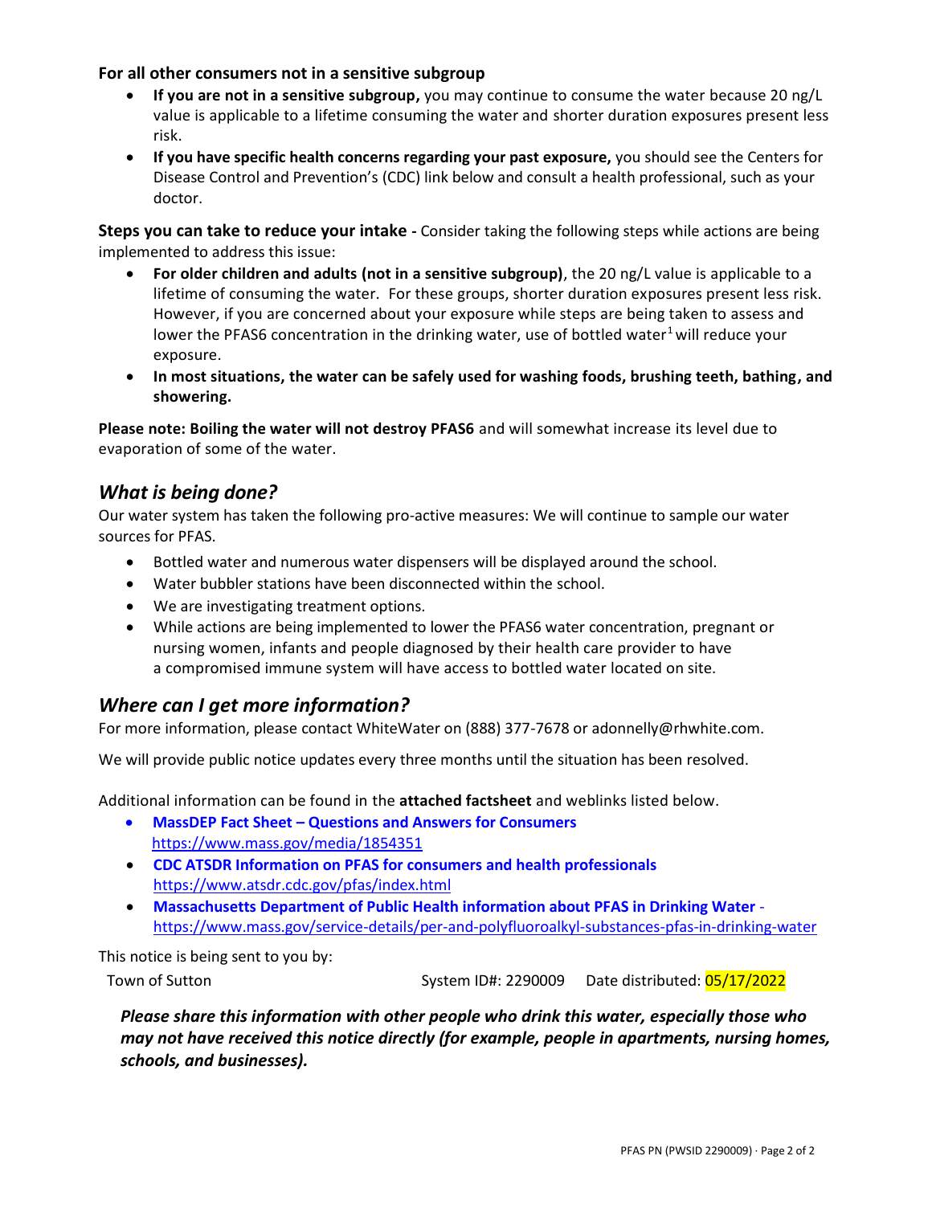**For all other consumers not in a sensitive subgroup**

- **If you are not in a sensitive subgroup,** you may continue to consume the water because 20 ng/L value is applicable to a lifetime consuming the water and shorter duration exposures present less risk.
- **If you have specific health concerns regarding your past exposure,** you should see the Centers for Disease Control and Prevention's (CDC) link below and consult a health professional, such as your doctor.

**Steps you can take to reduce your intake -** Consider taking the following steps while actions are being implemented to address this issue:

- **For older children and adults (not in a sensitive subgroup)**, the 20 ng/L value is applicable to a lifetime of consuming the water. For these groups, shorter duration exposures present less risk. However, if you are concerned about your exposure while steps are being taken to assess and lower the PFAS6 concentration in the drinking water, use of bottled water[1] will reduce your exposure.
- **In most situations, the water can be safely used for washing foods, brushing teeth, bathing, and showering.**

**Please note: Boiling the water will not destroy PFAS6** and will somewhat increase its level due to evaporation of some of the water.

## *What is being done?*

Our water system has taken the following pro-active measures: We will continue to sample our water sources for PFAS.

- Bottled water and numerous water dispensers will be displayed around the school.
- Water bubbler stations have been disconnected within the school.
- We are investigating treatment options.
- While actions are being implemented to lower the PFAS6 water concentration, pregnant or nursing women, infants and people diagnosed by their health care provider to have a compromised immune system will have access to bottled water located on site.

## *Where can I get more information?*

For more information, please contact WhiteWater on (888) 377-7678 or adonnelly@rhwhite.com.

We will provide public notice updates every three months until the situation has been resolved.

Additional information can be found in the **attached factsheet** and weblinks listed below.

- **MassDEP Fact Sheet – Questions and Answers for Consumers**
  https://www.mass.gov/media/1854351
- **CDC ATSDR Information on PFAS for consumers and health professionals**
  https://www.atsdr.cdc.gov/pfas/index.html
- **Massachusetts Department of Public Health information about PFAS in Drinking Water** - https://www.mass.gov/service-details/per-and-polyfluoroalkyl-substances-pfas-in-drinking-water

This notice is being sent to you by:

Town of Sutton System ID#: 2290009 Date distributed: 05/17/2022

***Please share this information with other people who drink this water, especially those who may not have received this notice directly (for example, people in apartments, nursing homes, schools, and businesses).***